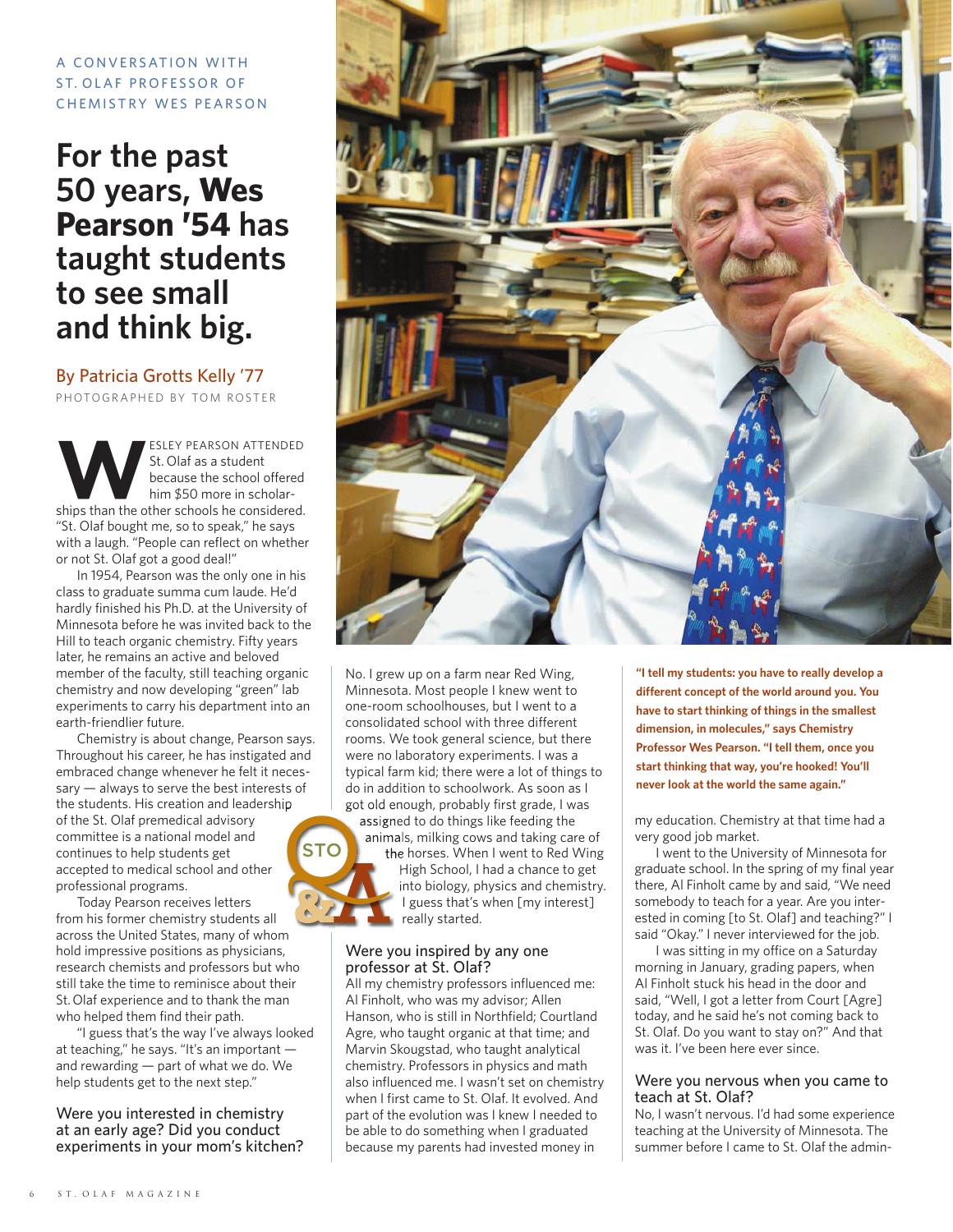A CONVERSATION WITH ST. OLAF PROFESSOR OF CHEMISTRY WES PEARSON

# For the past 50 years, **Wes Pearson '54** has taught students to see small and think big.

By Patricia Grotts Kelly '77

PHOTOGRAPHED BY TOM ROSTER

WESLEY PEARSON ATTENDED St. Olaf as a student because the school offered him $50 more in scholarships than the other schools he considered. "St. Olaf bought me, so to speak," he says with a laugh. "People can reflect on whether or not St. Olaf got a good deal!"

In 1954, Pearson was the only one in his class to graduate summa cum laude. He'd hardly finished his Ph.D. at the University of Minnesota before he was invited back to the Hill to teach organic chemistry. Fifty years later, he remains an active and beloved member of the faculty, still teaching organic chemistry and now developing "green" lab experiments to carry his department into an earth-friendlier future.

Chemistry is about change, Pearson says. Throughout his career, he has instigated and embraced change whenever he felt it necessary — always to serve the best interests of the students. His creation and leadership of the St. Olaf premedical advisory committee is a national model and continues to help students get accepted to medical school and other professional programs.

Today Pearson receives letters from his former chemistry students all across the United States, many of whom hold impressive positions as physicians, research chemists and professors but who still take the time to reminisce about their St. Olaf experience and to thank the man who helped them find their path.

"I guess that's the way I've always looked at teaching," he says. "It's an important — and rewarding — part of what we do. We help students get to the next step."

## Were you interested in chemistry at an early age? Did you conduct experiments in your mom's kitchen?

No. I grew up on a farm near Red Wing, Minnesota. Most people I knew went to one-room schoolhouses, but I went to a consolidated school with three different rooms. We took general science, but there were no laboratory experiments. I was a typical farm kid; there were a lot of things to do in addition to schoolwork. As soon as I got old enough, probably first grade, I was assigned to do things like feeding the animals, milking cows and taking care of the horses. When I went to Red Wing High School, I had a chance to get into biology, physics and chemistry. I guess that's when [my interest] really started.

STO Q&A

## Were you inspired by any one professor at St. Olaf?

All my chemistry professors influenced me: Al Finholt, who was my advisor; Allen Hanson, who is still in Northfield; Courtland Agre, who taught organic at that time; and Marvin Skougstad, who taught analytical chemistry. Professors in physics and math also influenced me. I wasn't set on chemistry when I first came to St. Olaf. It evolved. And part of the evolution was I knew I needed to be able to do something when I graduated because my parents had invested money in my education. Chemistry at that time had a very good job market.

**"I tell my students: you have to really develop a different concept of the world around you. You have to start thinking of things in the smallest dimension, in molecules," says Chemistry Professor Wes Pearson. "I tell them, once you start thinking that way, you're hooked! You'll never look at the world the same again."**

I went to the University of Minnesota for graduate school. In the spring of my final year there, Al Finholt came by and said, "We need somebody to teach for a year. Are you interested in coming [to St. Olaf] and teaching?" I said "Okay." I never interviewed for the job.

I was sitting in my office on a Saturday morning in January, grading papers, when Al Finholt stuck his head in the door and said, "Well, I got a letter from Court [Agre] today, and he said he's not coming back to St. Olaf. Do you want to stay on?" And that was it. I've been here ever since.

## Were you nervous when you came to teach at St. Olaf?

No, I wasn't nervous. I'd had some experience teaching at the University of Minnesota. The summer before I came to St. Olaf the admin-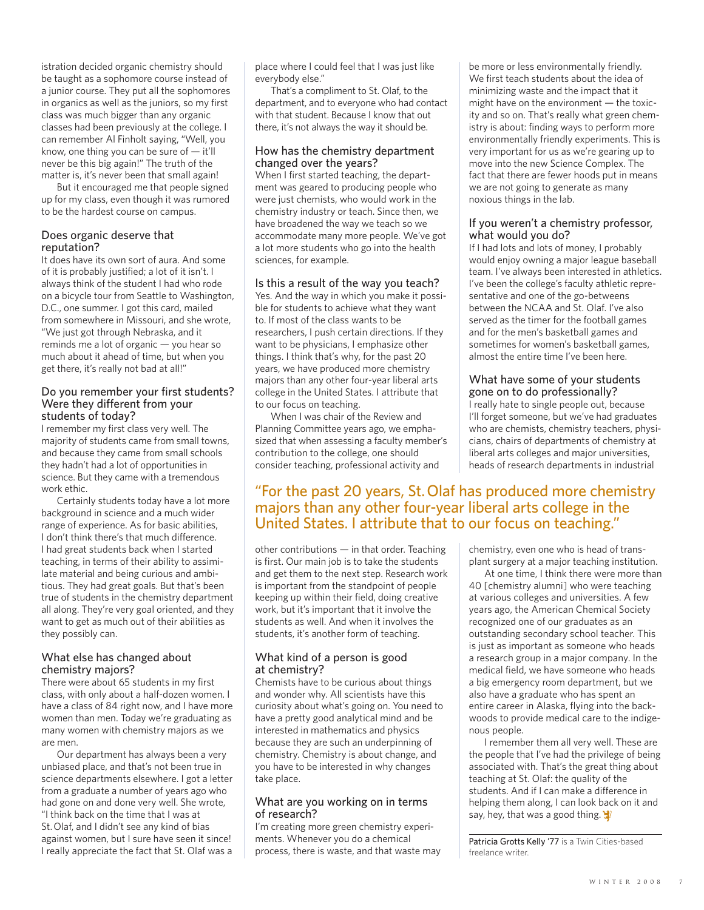istration decided organic chemistry should be taught as a sophomore course instead of a junior course. They put all the sophomores in organics as well as the juniors, so my first class was much bigger than any organic classes had been previously at the college. I can remember Al Finholt saying, "Well, you know, one thing you can be sure of — it'll never be this big again!" The truth of the matter is, it's never been that small again!

But it encouraged me that people signed up for my class, even though it was rumored to be the hardest course on campus.

### Does organic deserve that reputation?

It does have its own sort of aura. And some of it is probably justified; a lot of it isn't. I always think of the student I had who rode on a bicycle tour from Seattle to Washington, D.C., one summer. I got this card, mailed from somewhere in Missouri, and she wrote, "We just got through Nebraska, and it reminds me a lot of organic — you hear so much about it ahead of time, but when you get there, it's really not bad at all!"

### Do you remember your first students? Were they different from your students of today?

I remember my first class very well. The majority of students came from small towns, and because they came from small schools they hadn't had a lot of opportunities in science. But they came with a tremendous work ethic.

Certainly students today have a lot more background in science and a much wider range of experience. As for basic abilities, I don't think there's that much difference. I had great students back when I started teaching, in terms of their ability to assimilate material and being curious and ambitious. They had great goals. But that's been true of students in the chemistry department all along. They're very goal oriented, and they want to get as much out of their abilities as they possibly can.

### What else has changed about chemistry majors?

There were about 65 students in my first class, with only about a half-dozen women. I have a class of 84 right now, and I have more women than men. Today we're graduating as many women with chemistry majors as we are men.

Our department has always been a very unbiased place, and that's not been true in science departments elsewhere. I got a letter from a graduate a number of years ago who had gone on and done very well. She wrote, "I think back on the time that I was at St. Olaf, and I didn't see any kind of bias against women, but I sure have seen it since! I really appreciate the fact that St. Olaf was a place where I could feel that I was just like everybody else."

That's a compliment to St. Olaf, to the department, and to everyone who had contact with that student. Because I know that out there, it's not always the way it should be.

### How has the chemistry department changed over the years?

When I first started teaching, the department was geared to producing people who were just chemists, who would work in the chemistry industry or teach. Since then, we have broadened the way we teach so we accommodate many more people. We've got a lot more students who go into the health sciences, for example.

### Is this a result of the way you teach?

Yes. And the way in which you make it possible for students to achieve what they want to. If most of the class wants to be researchers, I push certain directions. If they want to be physicians, I emphasize other things. I think that's why, for the past 20 years, we have produced more chemistry majors than any other four-year liberal arts college in the United States. I attribute that to our focus on teaching.

When I was chair of the Review and Planning Committee years ago, we emphasized that when assessing a faculty member's contribution to the college, one should consider teaching, professional activity and other contributions — in that order. Teaching is first. Our main job is to take the students and get them to the next step. Research work is important from the standpoint of people keeping up within their field, doing creative work, but it's important that it involve the students as well. And when it involves the students, it's another form of teaching.

> "For the past 20 years, St. Olaf has produced more chemistry majors than any other four-year liberal arts college in the United States. I attribute that to our focus on teaching."

### What kind of a person is good at chemistry?

Chemists have to be curious about things and wonder why. All scientists have this curiosity about what's going on. You need to have a pretty good analytical mind and be interested in mathematics and physics because they are such an underpinning of chemistry. Chemistry is about change, and you have to be interested in why changes take place.

### What are you working on in terms of research?

I'm creating more green chemistry experiments. Whenever you do a chemical process, there is waste, and that waste may be more or less environmentally friendly. We first teach students about the idea of minimizing waste and the impact that it might have on the environment — the toxicity and so on. That's really what green chemistry is about: finding ways to perform more environmentally friendly experiments. This is very important for us as we're gearing up to move into the new Science Complex. The fact that there are fewer hoods put in means we are not going to generate as many noxious things in the lab.

### If you weren't a chemistry professor, what would you do?

If I had lots and lots of money, I probably would enjoy owning a major league baseball team. I've always been interested in athletics. I've been the college's faculty athletic representative and one of the go-betweens between the NCAA and St. Olaf. I've also served as the timer for the football games and for the men's basketball games and sometimes for women's basketball games, almost the entire time I've been here.

### What have some of your students gone on to do professionally?

I really hate to single people out, because I'll forget someone, but we've had graduates who are chemists, chemistry teachers, physicians, chairs of departments of chemistry at liberal arts colleges and major universities, heads of research departments in industrial chemistry, even one who is head of transplant surgery at a major teaching institution.

At one time, I think there were more than 40 [chemistry alumni] who were teaching at various colleges and universities. A few years ago, the American Chemical Society recognized one of our graduates as an outstanding secondary school teacher. This is just as important as someone who heads a research group in a major company. In the medical field, we have someone who heads a big emergency room department, but we also have a graduate who has spent an entire career in Alaska, flying into the backwoods to provide medical care to the indigenous people.

I remember them all very well. These are the people that I've had the privilege of being associated with. That's the great thing about teaching at St. Olaf: the quality of the students. And if I can make a difference in helping them along, I can look back on it and say, hey, that was a good thing.

---

**Patricia Grotts Kelly '77** is a Twin Cities-based freelance writer.